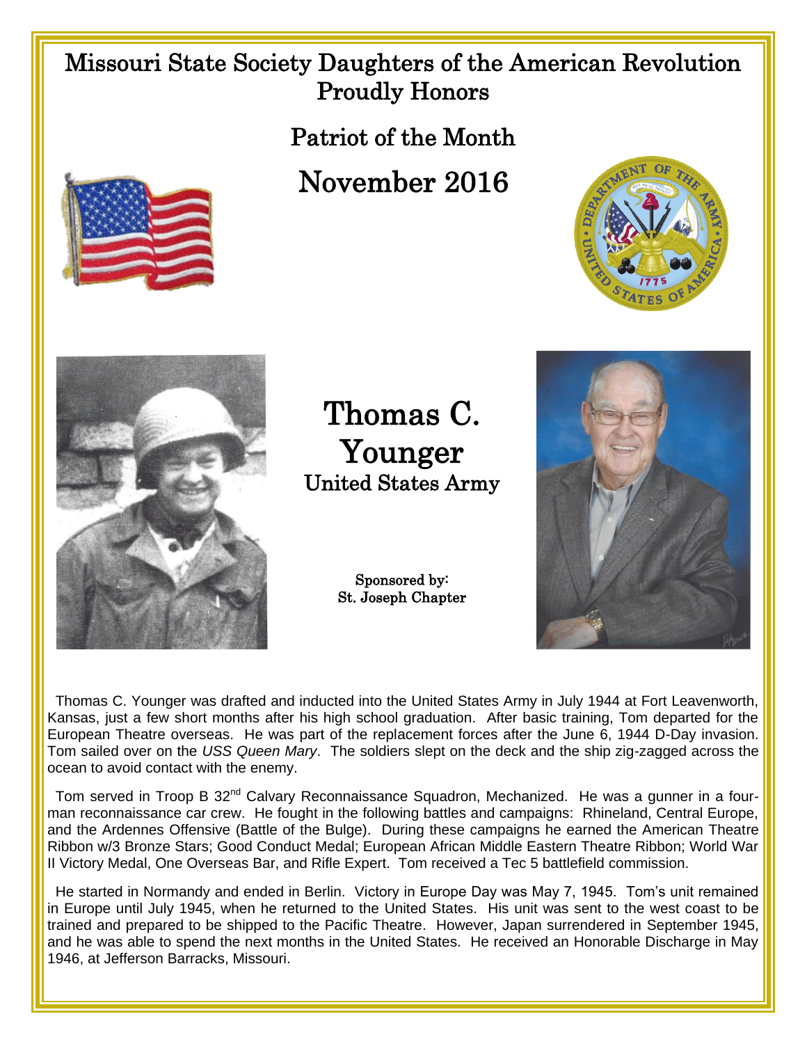# Missouri State Society Daughters of the American Revolution Proudly Honors

## Patriot of the Month

## November 2016

# Thomas C. Younger

### United States Army

Sponsored by:
St. Joseph Chapter

Thomas C. Younger was drafted and inducted into the United States Army in July 1944 at Fort Leavenworth, Kansas, just a few short months after his high school graduation. After basic training, Tom departed for the European Theatre overseas. He was part of the replacement forces after the June 6, 1944 D-Day invasion. Tom sailed over on the *USS Queen Mary*. The soldiers slept on the deck and the ship zig-zagged across the ocean to avoid contact with the enemy.

Tom served in Troop B 32nd Calvary Reconnaissance Squadron, Mechanized. He was a gunner in a four-man reconnaissance car crew. He fought in the following battles and campaigns: Rhineland, Central Europe, and the Ardennes Offensive (Battle of the Bulge). During these campaigns he earned the American Theatre Ribbon w/3 Bronze Stars; Good Conduct Medal; European African Middle Eastern Theatre Ribbon; World War II Victory Medal, One Overseas Bar, and Rifle Expert. Tom received a Tec 5 battlefield commission.

He started in Normandy and ended in Berlin. Victory in Europe Day was May 7, 1945. Tom's unit remained in Europe until July 1945, when he returned to the United States. His unit was sent to the west coast to be trained and prepared to be shipped to the Pacific Theatre. However, Japan surrendered in September 1945, and he was able to spend the next months in the United States. He received an Honorable Discharge in May 1946, at Jefferson Barracks, Missouri.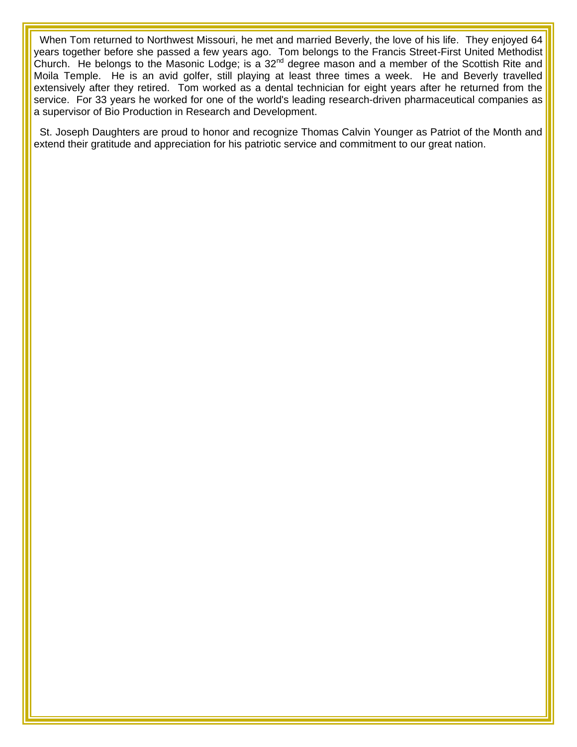When Tom returned to Northwest Missouri, he met and married Beverly, the love of his life. They enjoyed 64 years together before she passed a few years ago. Tom belongs to the Francis Street-First United Methodist Church. He belongs to the Masonic Lodge; is a 32nd degree mason and a member of the Scottish Rite and Moila Temple. He is an avid golfer, still playing at least three times a week. He and Beverly travelled extensively after they retired. Tom worked as a dental technician for eight years after he returned from the service. For 33 years he worked for one of the world's leading research-driven pharmaceutical companies as a supervisor of Bio Production in Research and Development.

St. Joseph Daughters are proud to honor and recognize Thomas Calvin Younger as Patriot of the Month and extend their gratitude and appreciation for his patriotic service and commitment to our great nation.